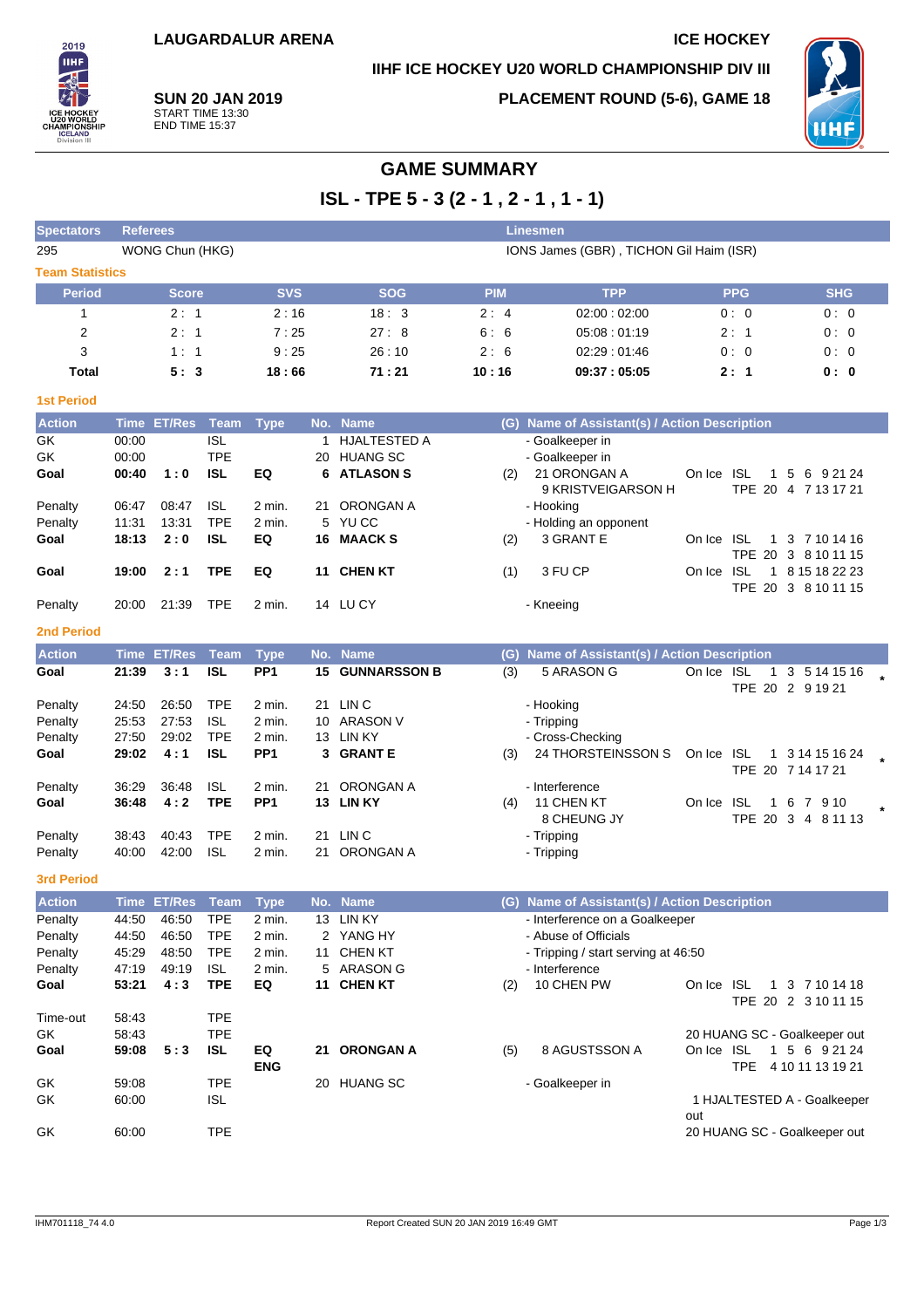LAUGARDALUR ARENA

ICE HOCKEY

IIHF ICE HOCKEY U20 WORLD CHAMPIONSHIP DIV III

**SUN 20 JAN 2019**
START TIME 13:30
END TIME 15:37

PLACEMENT ROUND (5-6), GAME 18

# GAME SUMMARY

## ISL - TPE 5 - 3 (2 - 1 , 2 - 1 , 1 - 1)

| Spectators | Referees | Linesmen |
|---|---|---|
| 295 | WONG Chun (HKG) | IONS James (GBR) , TICHON Gil Haim (ISR) |

**Team Statistics**

| Period | Score | SVS | SOG | PIM | TPP | PPG | SHG |
|---|---|---|---|---|---|---|---|
| 1 | 2 : 1 | 2 : 16 | 18 : 3 | 2 : 4 | 02:00 : 02:00 | 0 : 0 | 0 : 0 |
| 2 | 2 : 1 | 7 : 25 | 27 : 8 | 6 : 6 | 05:08 : 01:19 | 2 : 1 | 0 : 0 |
| 3 | 1 : 1 | 9 : 25 | 26 : 10 | 2 : 6 | 02:29 : 01:46 | 0 : 0 | 0 : 0 |
| **Total** | **5 : 3** | **18 : 66** | **71 : 21** | **10 : 16** | **09:37 : 05:05** | **2 : 1** | **0 : 0** |

**1st Period**

| Action | Time | ET/Res | Team | Type | No. | Name | (G) | Name of Assistant(s) / Action Description | On Ice |
|---|---|---|---|---|---|---|---|---|---|
| GK | 00:00 | | ISL | | 1 | HJALTESTED A | | - Goalkeeper in | |
| GK | 00:00 | | TPE | | 20 | HUANG SC | | - Goalkeeper in | |
| **Goal** | **00:40** | **1 : 0** | **ISL** | **EQ** | **6** | **ATLASON S** | (2) | 21 ORONGAN A<br>9 KRISTVEIGARSON H | ISL 1 5 6 9 21 24<br>TPE 20 4 7 13 17 21 |
| Penalty | 06:47 | 08:47 | ISL | 2 min. | 21 | ORONGAN A | | - Hooking | |
| Penalty | 11:31 | 13:31 | TPE | 2 min. | 5 | YU CC | | - Holding an opponent | |
| **Goal** | **18:13** | **2 : 0** | **ISL** | **EQ** | **16** | **MAACK S** | (2) | 3 GRANT E | ISL 1 3 7 10 14 16<br>TPE 20 3 8 10 11 15 |
| **Goal** | **19:00** | **2 : 1** | **TPE** | **EQ** | **11** | **CHEN KT** | (1) | 3 FU CP | ISL 1 8 15 18 22 23<br>TPE 20 3 8 10 11 15 |
| Penalty | 20:00 | 21:39 | TPE | 2 min. | 14 | LU CY | | - Kneeing | |

**2nd Period**

| Action | Time | ET/Res | Team | Type | No. | Name | (G) | Name of Assistant(s) / Action Description | On Ice |
|---|---|---|---|---|---|---|---|---|---|
| **Goal** | **21:39** | **3 : 1** | **ISL** | **PP1** | **15** | **GUNNARSSON B** | (3) | 5 ARASON G | ISL 1 3 5 14 15 16<br>TPE 20 2 9 19 21 * |
| Penalty | 24:50 | 26:50 | TPE | 2 min. | 21 | LIN C | | - Hooking | |
| Penalty | 25:53 | 27:53 | ISL | 2 min. | 10 | ARASON V | | - Tripping | |
| Penalty | 27:50 | 29:02 | TPE | 2 min. | 13 | LIN KY | | - Cross-Checking | |
| **Goal** | **29:02** | **4 : 1** | **ISL** | **PP1** | **3** | **GRANT E** | (3) | 24 THORSTEINSSON S | ISL 1 3 14 15 16 24<br>TPE 20 7 14 17 21 * |
| Penalty | 36:29 | 36:48 | ISL | 2 min. | 21 | ORONGAN A | | - Interference | |
| **Goal** | **36:48** | **4 : 2** | **TPE** | **PP1** | **13** | **LIN KY** | (4) | 11 CHEN KT<br>8 CHEUNG JY | ISL 1 6 7 9 10<br>TPE 20 3 4 8 11 13 * |
| Penalty | 38:43 | 40:43 | TPE | 2 min. | 21 | LIN C | | - Tripping | |
| Penalty | 40:00 | 42:00 | ISL | 2 min. | 21 | ORONGAN A | | - Tripping | |

**3rd Period**

| Action | Time | ET/Res | Team | Type | No. | Name | (G) | Name of Assistant(s) / Action Description | On Ice |
|---|---|---|---|---|---|---|---|---|---|
| Penalty | 44:50 | 46:50 | TPE | 2 min. | 13 | LIN KY | | - Interference on a Goalkeeper | |
| Penalty | 44:50 | 46:50 | TPE | 2 min. | 2 | YANG HY | | - Abuse of Officials | |
| Penalty | 45:29 | 48:50 | TPE | 2 min. | 11 | CHEN KT | | - Tripping / start serving at 46:50 | |
| Penalty | 47:19 | 49:19 | ISL | 2 min. | 5 | ARASON G | | - Interference | |
| **Goal** | **53:21** | **4 : 3** | **TPE** | **EQ** | **11** | **CHEN KT** | (2) | 10 CHEN PW | ISL 1 3 7 10 14 18<br>TPE 20 2 3 10 11 15 |
| Time-out | 58:43 | | TPE | | | | | | |
| GK | 58:43 | | TPE | | | | | | 20 HUANG SC - Goalkeeper out |
| **Goal** | **59:08** | **5 : 3** | **ISL** | **EQ ENG** | **21** | **ORONGAN A** | (5) | 8 AGUSTSSON A | ISL 1 5 6 9 21 24<br>TPE 4 10 11 13 19 21 |
| GK | 59:08 | | TPE | | 20 | HUANG SC | | - Goalkeeper in | |
| GK | 60:00 | | ISL | | | | | | 1 HJALTESTED A - Goalkeeper out |
| GK | 60:00 | | TPE | | | | | | 20 HUANG SC - Goalkeeper out |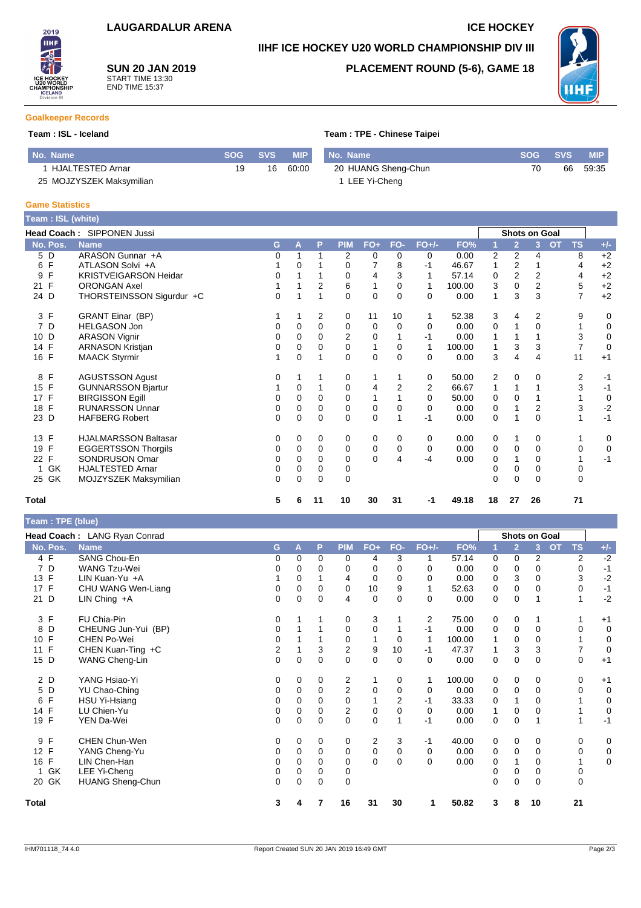# LAUGARDALUR ARENA

# ICE HOCKEY

## IIHF ICE HOCKEY U20 WORLD CHAMPIONSHIP DIV III

**SUN 20 JAN 2019**
START TIME 13:30
END TIME 15:37

## PLACEMENT ROUND (5-6), GAME 18

### Goalkeeper Records

**Team : ISL - Iceland**

| No. | Name | SOG | SVS | MIP |
|---|---|---|---|---|
| 1 | HJALTESTED Arnar | 19 | 16 | 60:00 |
| 25 | MOJZYSZEK Maksymilian | | | |

**Team : TPE - Chinese Taipei**

| No. | Name | SOG | SVS | MIP |
|---|---|---|---|---|
| 20 | HUANG Sheng-Chun | 70 | 66 | 59:35 |
| 1 | LEE Yi-Cheng | | | |

### Game Statistics

**Team : ISL (white)**

Head Coach : SIPPONEN Jussi

| No. | Pos. | Name | G | A | P | PIM | FO+ | FO- | FO+/- | FO% | Shots on Goal 1 | 2 | 3 | OT | TS | +/- |
|---|---|---|---|---|---|---|---|---|---|---|---|---|---|---|---|---|
| 5 | D | ARASON Gunnar +A | 0 | 1 | 1 | 2 | 0 | 0 | 0 | 0.00 | 2 | 2 | 4 | | 8 | +2 |
| 6 | F | ATLASON Solvi +A | 1 | 0 | 1 | 0 | 7 | 8 | -1 | 46.67 | 1 | 2 | 1 | | 4 | +2 |
| 9 | F | KRISTVEIGARSON Heidar | 0 | 1 | 1 | 0 | 4 | 3 | 1 | 57.14 | 0 | 2 | 2 | | 4 | +2 |
| 21 | F | ORONGAN Axel | 1 | 1 | 2 | 6 | 1 | 0 | 1 | 100.00 | 3 | 0 | 2 | | 5 | +2 |
| 24 | D | THORSTEINSSON Sigurdur +C | 0 | 1 | 1 | 0 | 0 | 0 | 0 | 0.00 | 1 | 3 | 3 | | 7 | +2 |
| 3 | F | GRANT Einar (BP) | 1 | 1 | 2 | 0 | 11 | 10 | 1 | 52.38 | 3 | 4 | 2 | | 9 | 0 |
| 7 | D | HELGASON Jon | 0 | 0 | 0 | 0 | 0 | 0 | 0 | 0.00 | 0 | 1 | 0 | | 1 | 0 |
| 10 | D | ARASON Vignir | 0 | 0 | 0 | 2 | 0 | 1 | -1 | 0.00 | 1 | 1 | 1 | | 3 | 0 |
| 14 | F | ARNASON Kristjan | 0 | 0 | 0 | 0 | 1 | 0 | 1 | 100.00 | 1 | 3 | 3 | | 7 | 0 |
| 16 | F | MAACK Styrmir | 1 | 0 | 1 | 0 | 0 | 0 | 0 | 0.00 | 3 | 4 | 4 | | 11 | +1 |
| 8 | F | AGUSTSSON Agust | 0 | 1 | 1 | 0 | 1 | 1 | 0 | 50.00 | 2 | 0 | 0 | | 2 | -1 |
| 15 | F | GUNNARSSON Bjartur | 1 | 0 | 1 | 0 | 4 | 2 | 2 | 66.67 | 1 | 1 | 1 | | 3 | -1 |
| 17 | F | BIRGISSON Egill | 0 | 0 | 0 | 0 | 1 | 1 | 0 | 50.00 | 0 | 0 | 1 | | 1 | 0 |
| 18 | F | RUNARSSON Unnar | 0 | 0 | 0 | 0 | 0 | 0 | 0 | 0.00 | 0 | 1 | 2 | | 3 | -2 |
| 23 | D | HAFBERG Robert | 0 | 0 | 0 | 0 | 0 | 1 | -1 | 0.00 | 0 | 1 | 0 | | 1 | -1 |
| 13 | F | HJALMARSSON Baltasar | 0 | 0 | 0 | 0 | 0 | 0 | 0 | 0.00 | 0 | 1 | 0 | | 1 | 0 |
| 19 | F | EGGERTSSON Thorgils | 0 | 0 | 0 | 0 | 0 | 0 | 0 | 0.00 | 0 | 0 | 0 | | 0 | 0 |
| 22 | F | SONDRUSON Omar | 0 | 0 | 0 | 0 | 0 | 4 | -4 | 0.00 | 0 | 1 | 0 | | 1 | -1 |
| 1 | GK | HJALTESTED Arnar | 0 | 0 | 0 | 0 | | | | | 0 | 0 | 0 | | 0 | |
| 25 | GK | MOJZYSZEK Maksymilian | 0 | 0 | 0 | 0 | | | | | 0 | 0 | 0 | | 0 | |
| **Total** | | | **5** | **6** | **11** | **10** | **30** | **31** | **-1** | **49.18** | **18** | **27** | **26** | | **71** | |

**Team : TPE (blue)**

Head Coach : LANG Ryan Conrad

| No. | Pos. | Name | G | A | P | PIM | FO+ | FO- | FO+/- | FO% | Shots on Goal 1 | 2 | 3 | OT | TS | +/- |
|---|---|---|---|---|---|---|---|---|---|---|---|---|---|---|---|---|
| 4 | F | SANG Chou-En | 0 | 0 | 0 | 0 | 4 | 3 | 1 | 57.14 | 0 | 0 | 2 | | 2 | -2 |
| 7 | D | WANG Tzu-Wei | 0 | 0 | 0 | 0 | 0 | 0 | 0 | 0.00 | 0 | 0 | 0 | | 0 | -1 |
| 13 | F | LIN Kuan-Yu +A | 1 | 0 | 1 | 4 | 0 | 0 | 0 | 0.00 | 0 | 3 | 0 | | 3 | -2 |
| 17 | F | CHU WANG Wen-Liang | 0 | 0 | 0 | 0 | 10 | 9 | 1 | 52.63 | 0 | 0 | 0 | | 0 | -1 |
| 21 | D | LIN Ching +A | 0 | 0 | 0 | 4 | 0 | 0 | 0 | 0.00 | 0 | 0 | 1 | | 1 | -2 |
| 3 | F | FU Chia-Pin | 0 | 1 | 1 | 0 | 3 | 1 | 2 | 75.00 | 0 | 0 | 1 | | 1 | +1 |
| 8 | D | CHEUNG Jun-Yui (BP) | 0 | 1 | 1 | 0 | 0 | 1 | -1 | 0.00 | 0 | 0 | 0 | | 0 | 0 |
| 10 | F | CHEN Po-Wei | 0 | 1 | 1 | 0 | 1 | 0 | 1 | 100.00 | 1 | 0 | 0 | | 1 | 0 |
| 11 | F | CHEN Kuan-Ting +C | 2 | 1 | 3 | 2 | 9 | 10 | -1 | 47.37 | 1 | 3 | 3 | | 7 | 0 |
| 15 | D | WANG Cheng-Lin | 0 | 0 | 0 | 0 | 0 | 0 | 0 | 0.00 | 0 | 0 | 0 | | 0 | +1 |
| 2 | D | YANG Hsiao-Yi | 0 | 0 | 0 | 2 | 1 | 0 | 1 | 100.00 | 0 | 0 | 0 | | 0 | +1 |
| 5 | D | YU Chao-Ching | 0 | 0 | 0 | 2 | 0 | 0 | 0 | 0.00 | 0 | 0 | 0 | | 0 | 0 |
| 6 | F | HSU Yi-Hsiang | 0 | 0 | 0 | 0 | 1 | 2 | -1 | 33.33 | 0 | 1 | 0 | | 1 | 0 |
| 14 | F | LU Chien-Yu | 0 | 0 | 0 | 2 | 0 | 0 | 0 | 0.00 | 1 | 0 | 0 | | 1 | 0 |
| 19 | F | YEN Da-Wei | 0 | 0 | 0 | 0 | 0 | 1 | -1 | 0.00 | 0 | 0 | 1 | | 1 | -1 |
| 9 | F | CHEN Chun-Wen | 0 | 0 | 0 | 0 | 2 | 3 | -1 | 40.00 | 0 | 0 | 0 | | 0 | 0 |
| 12 | F | YANG Cheng-Yu | 0 | 0 | 0 | 0 | 0 | 0 | 0 | 0.00 | 0 | 0 | 0 | | 0 | 0 |
| 16 | F | LIN Chen-Han | 0 | 0 | 0 | 0 | 0 | 0 | 0 | 0.00 | 0 | 1 | 0 | | 1 | 0 |
| 1 | GK | LEE Yi-Cheng | 0 | 0 | 0 | 0 | | | | | 0 | 0 | 0 | | 0 | |
| 20 | GK | HUANG Sheng-Chun | 0 | 0 | 0 | 0 | | | | | 0 | 0 | 0 | | 0 | |
| **Total** | | | **3** | **4** | **7** | **16** | **31** | **30** | **1** | **50.82** | **3** | **8** | **10** | | **21** | |

IHM701118_74 4.0 Report Created SUN 20 JAN 2019 16:49 GMT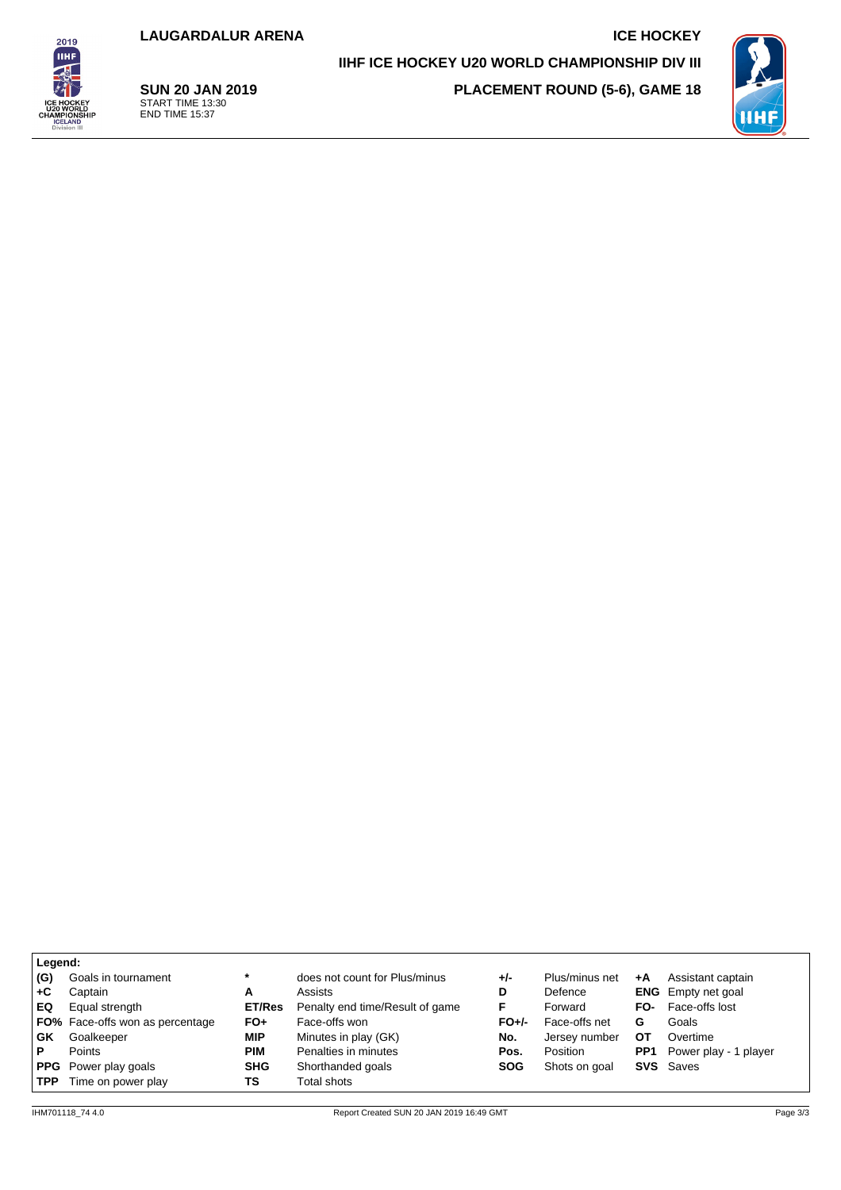LAUGARDALUR ARENA

ICE HOCKEY

IIHF ICE HOCKEY U20 WORLD CHAMPIONSHIP DIV III

**SUN 20 JAN 2019**
START TIME 13:30
END TIME 15:37

PLACEMENT ROUND (5-6), GAME 18

**Legend:**

| | | | | | | | |
|---|---|---|---|---|---|---|---|
| **(G)** | Goals in tournament | ***** | does not count for Plus/minus | **+/-** | Plus/minus net | **+A** | Assistant captain |
| **+C** | Captain | **A** | Assists | **D** | Defence | **ENG** | Empty net goal |
| **EQ** | Equal strength | **ET/Res** | Penalty end time/Result of game | **F** | Forward | **FO-** | Face-offs lost |
| **FO%** | Face-offs won as percentage | **FO+** | Face-offs won | **FO+/-** | Face-offs net | **G** | Goals |
| **GK** | Goalkeeper | **MIP** | Minutes in play (GK) | **No.** | Jersey number | **OT** | Overtime |
| **P** | Points | **PIM** | Penalties in minutes | **Pos.** | Position | **PP1** | Power play - 1 player |
| **PPG** | Power play goals | **SHG** | Shorthanded goals | **SOG** | Shots on goal | **SVS** | Saves |
| **TPP** | Time on power play | **TS** | Total shots | | | | |

IHM701118_74 4.0

Report Created SUN 20 JAN 2019 16:49 GMT